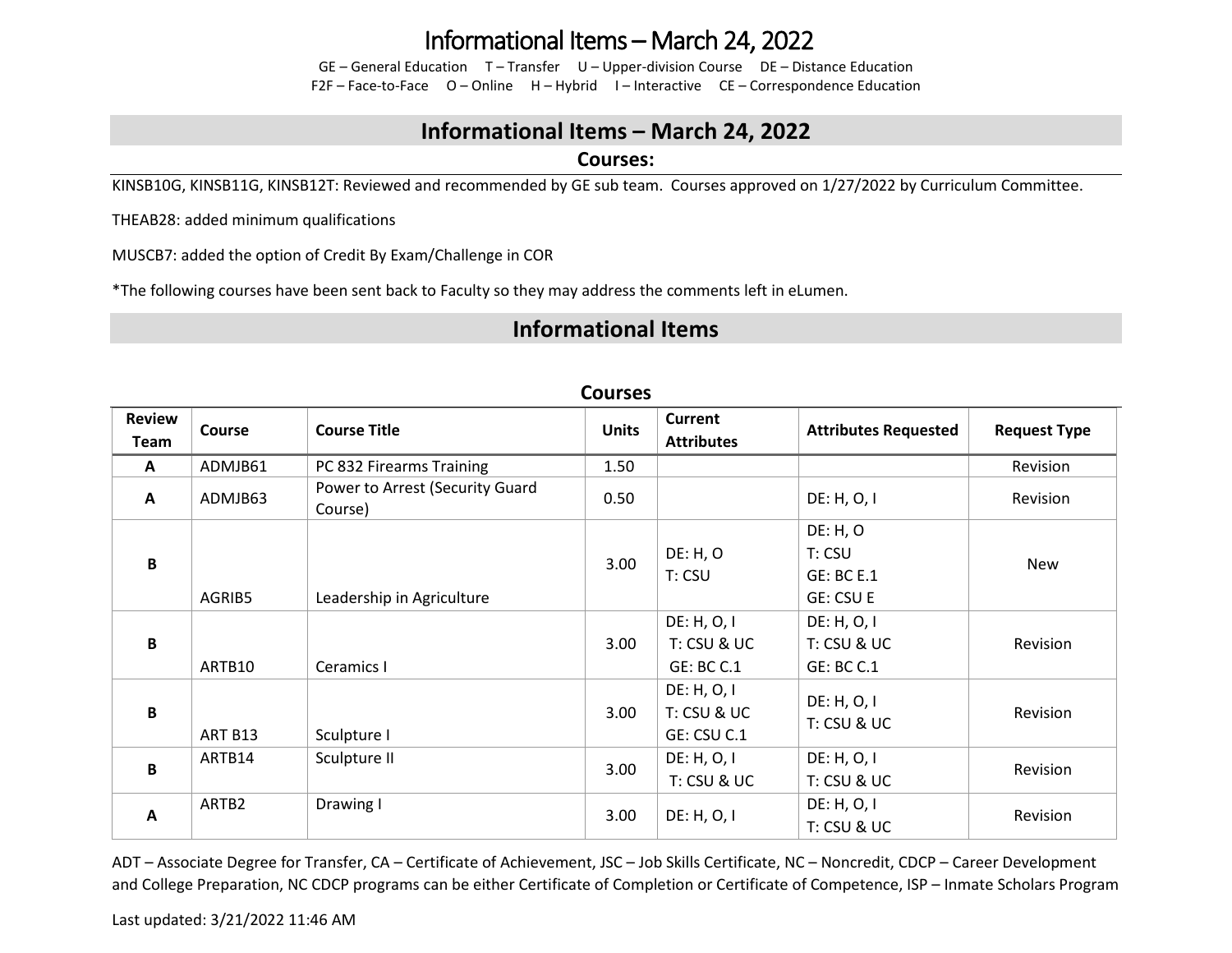# Informational Items – March 24, 2022

GE – General Education T – Transfer U – Upper-division Course DE – Distance Education
F2F – Face-to-Face O – Online H – Hybrid I – Interactive CE – Correspondence Education

## Informational Items – March 24, 2022

### Courses:

KINSB10G, KINSB11G, KINSB12T: Reviewed and recommended by GE sub team. Courses approved on 1/27/2022 by Curriculum Committee.

THEAB28: added minimum qualifications

MUSCB7: added the option of Credit By Exam/Challenge in COR

*The following courses have been sent back to Faculty so they may address the comments left in eLumen.

## Informational Items

### Courses

| Review Team | Course | Course Title | Units | Current Attributes | Attributes Requested | Request Type |
|---|---|---|---|---|---|---|
| A | ADMJB61 | PC 832 Firearms Training | 1.50 | | | Revision |
| A | ADMJB63 | Power to Arrest (Security Guard Course) | 0.50 | | DE: H, O, I | Revision |
| B | AGRIB5 | Leadership in Agriculture | 3.00 | DE: H, O<br>T: CSU | DE: H, O<br>T: CSU<br>GE: BC E.1<br>GE: CSU E | New |
| B | ARTB10 | Ceramics I | 3.00 | DE: H, O, I<br>T: CSU & UC<br>GE: BC C.1 | DE: H, O, I<br>T: CSU & UC<br>GE: BC C.1 | Revision |
| B | ART B13 | Sculpture I | 3.00 | DE: H, O, I<br>T: CSU & UC<br>GE: CSU C.1 | DE: H, O, I<br>T: CSU & UC | Revision |
| B | ARTB14 | Sculpture II | 3.00 | DE: H, O, I<br>T: CSU & UC | DE: H, O, I<br>T: CSU & UC | Revision |
| A | ARTB2 | Drawing I | 3.00 | DE: H, O, I | DE: H, O, I<br>T: CSU & UC | Revision |

ADT – Associate Degree for Transfer, CA – Certificate of Achievement, JSC – Job Skills Certificate, NC – Noncredit, CDCP – Career Development and College Preparation, NC CDCP programs can be either Certificate of Completion or Certificate of Competence, ISP – Inmate Scholars Program

Last updated: 3/21/2022 11:46 AM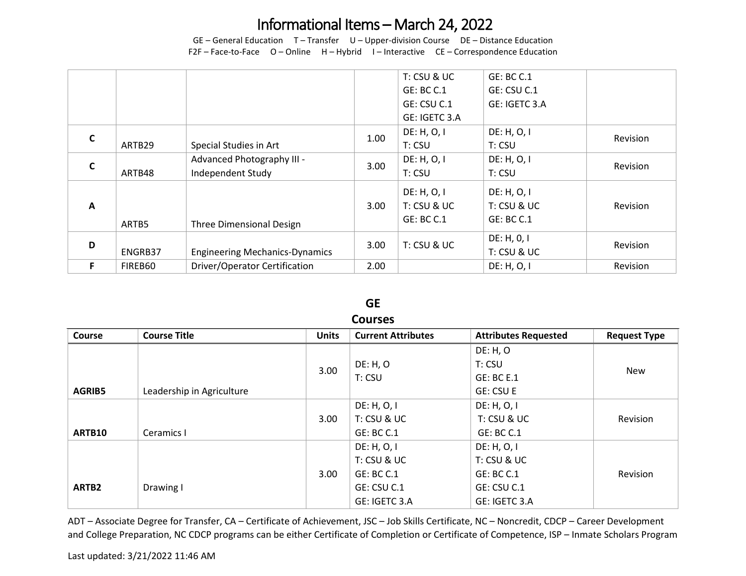# Informational Items – March 24, 2022

GE – General Education T – Transfer U – Upper-division Course DE – Distance Education
F2F – Face-to-Face O – Online H – Hybrid I – Interactive CE – Correspondence Education

| | | | | | | |
|---|---|---|---|---|---|---|
| | | | | T: CSU & UC<br>GE: BC C.1<br>GE: CSU C.1<br>GE: IGETC 3.A | GE: BC C.1<br>GE: CSU C.1<br>GE: IGETC 3.A | |
| C | ARTB29 | Special Studies in Art | 1.00 | DE: H, O, I<br>T: CSU | DE: H, O, I<br>T: CSU | Revision |
| C | ARTB48 | Advanced Photography III - Independent Study | 3.00 | DE: H, O, I<br>T: CSU | DE: H, O, I<br>T: CSU | Revision |
| A | ARTB5 | Three Dimensional Design | 3.00 | DE: H, O, I<br>T: CSU & UC<br>GE: BC C.1 | DE: H, O, I<br>T: CSU & UC<br>GE: BC C.1 | Revision |
| D | ENGRB37 | Engineering Mechanics-Dynamics | 3.00 | T: CSU & UC | DE: H, 0, I<br>T: CSU & UC | Revision |
| F | FIREB60 | Driver/Operator Certification | 2.00 | | DE: H, O, I | Revision |

## GE Courses

| Course | Course Title | Units | Current Attributes | Attributes Requested | Request Type |
|---|---|---|---|---|---|
| **AGRIB5** | Leadership in Agriculture | 3.00 | DE: H, O<br>T: CSU | DE: H, O<br>T: CSU<br>GE: BC E.1<br>GE: CSU E | New |
| **ARTB10** | Ceramics I | 3.00 | DE: H, O, I<br>T: CSU & UC<br>GE: BC C.1 | DE: H, O, I<br>T: CSU & UC<br>GE: BC C.1 | Revision |
| **ARTB2** | Drawing I | 3.00 | DE: H, O, I<br>T: CSU & UC<br>GE: BC C.1<br>GE: CSU C.1<br>GE: IGETC 3.A | DE: H, O, I<br>T: CSU & UC<br>GE: BC C.1<br>GE: CSU C.1<br>GE: IGETC 3.A | Revision |

ADT – Associate Degree for Transfer, CA – Certificate of Achievement, JSC – Job Skills Certificate, NC – Noncredit, CDCP – Career Development and College Preparation, NC CDCP programs can be either Certificate of Completion or Certificate of Competence, ISP – Inmate Scholars Program

Last updated: 3/21/2022 11:46 AM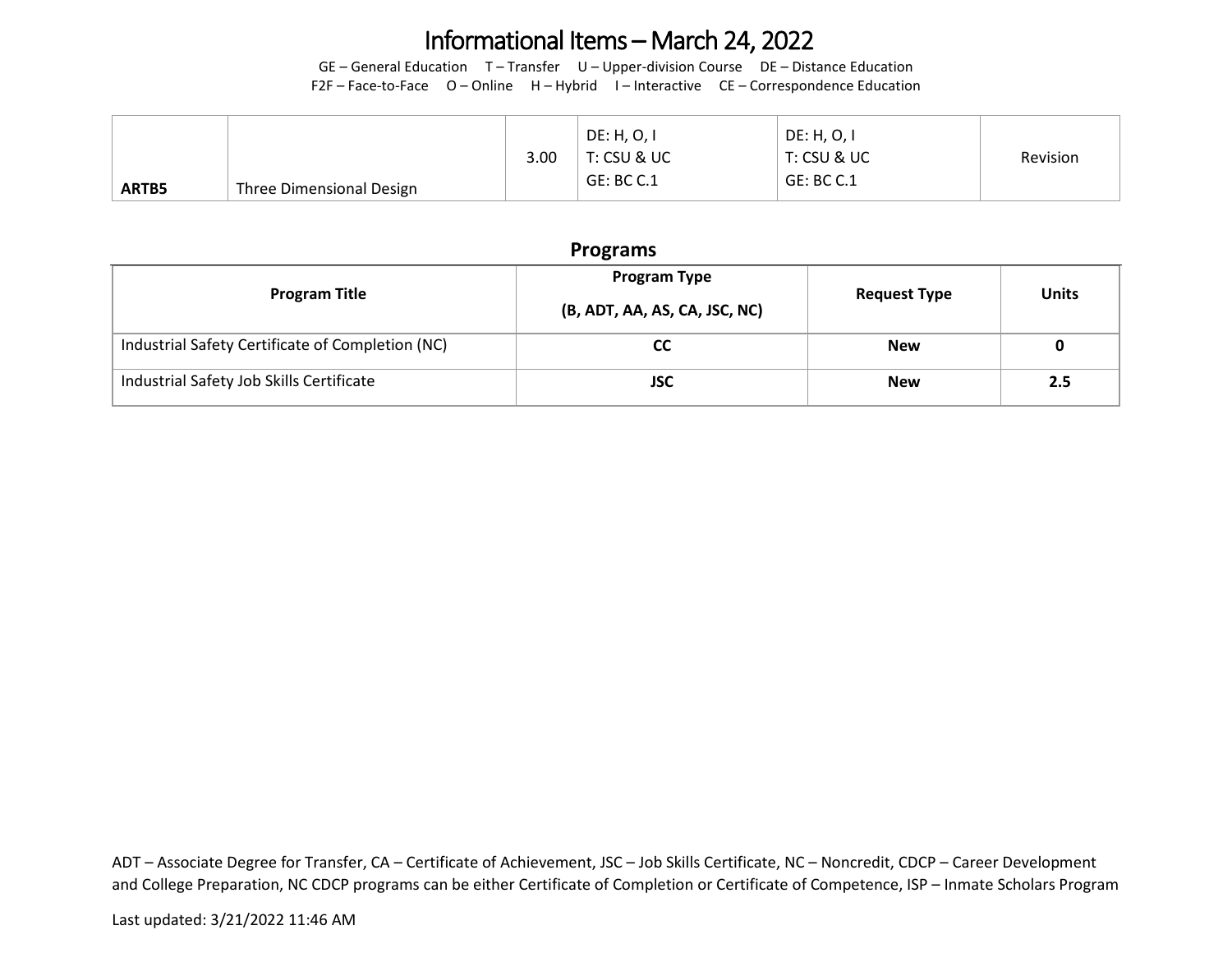# Informational Items – March 24, 2022

GE – General Education  T – Transfer  U – Upper-division Course  DE – Distance Education
F2F – Face-to-Face  O – Online  H – Hybrid  I – Interactive  CE – Correspondence Education

| | | | | | |
|---|---|---|---|---|---|
| **ARTB5** | Three Dimensional Design | 3.00 | DE: H, O, I<br>T: CSU & UC<br>GE: BC C.1 | DE: H, O, I<br>T: CSU & UC<br>GE: BC C.1 | Revision |

## Programs

| Program Title | Program Type<br>(B, ADT, AA, AS, CA, JSC, NC) | Request Type | Units |
|---|---|---|---|
| Industrial Safety Certificate of Completion (NC) | **CC** | **New** | **0** |
| Industrial Safety Job Skills Certificate | **JSC** | **New** | **2.5** |

ADT – Associate Degree for Transfer, CA – Certificate of Achievement, JSC – Job Skills Certificate, NC – Noncredit, CDCP – Career Development and College Preparation, NC CDCP programs can be either Certificate of Completion or Certificate of Competence, ISP – Inmate Scholars Program

Last updated: 3/21/2022 11:46 AM